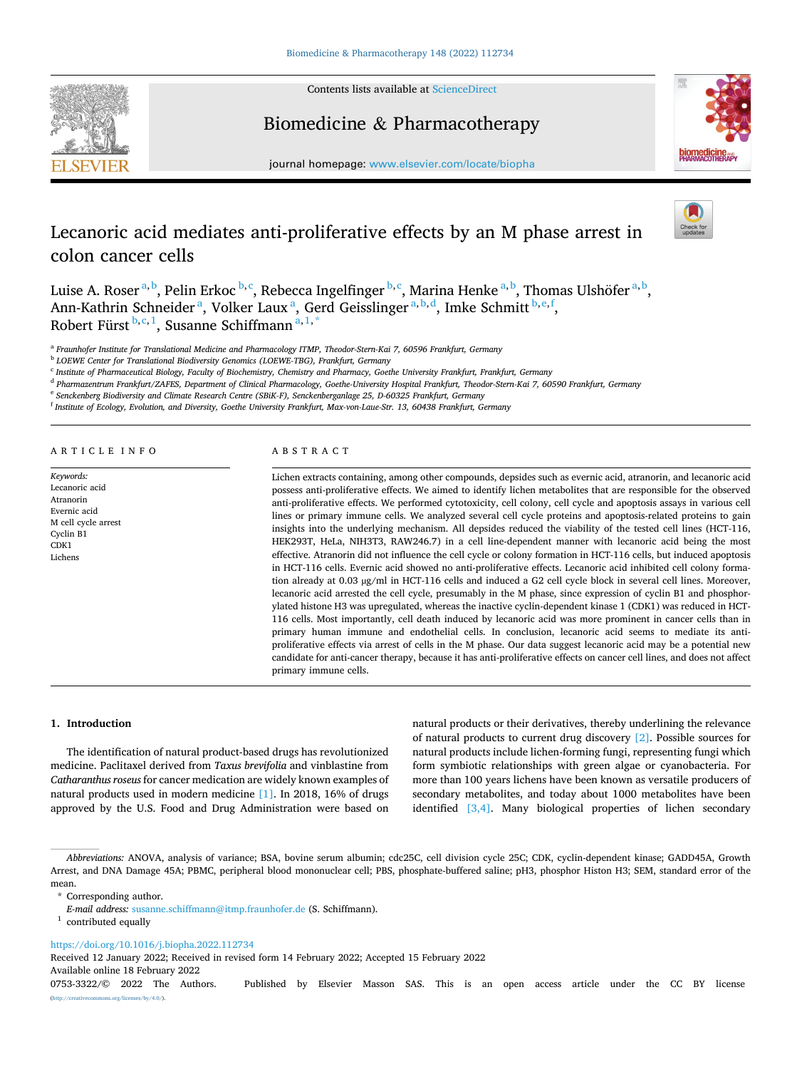# Lecanoric acid mediates anti-proliferative effects by an M phase arrest in colon cancer cells

Luise A. Roser [a,b], Pelin Erkoc [b,c], Rebecca Ingelfinger [b,c], Marina Henke [a,b], Thomas Ulshöfer [a,b], Ann-Kathrin Schneider [a], Volker Laux [a], Gerd Geisslinger [a,b,d], Imke Schmitt [b,e,f], Robert Fürst [b,c,1], Susanne Schiffmann [a,1,*]

[a] Fraunhofer Institute for Translational Medicine and Pharmacology ITMP, Theodor-Stern-Kai 7, 60596 Frankfurt, Germany
[b] LOEWE Center for Translational Biodiversity Genomics (LOEWE-TBG), Frankfurt, Germany
[c] Institute of Pharmaceutical Biology, Faculty of Biochemistry, Chemistry and Pharmacy, Goethe University Frankfurt, Frankfurt, Germany
[d] Pharmazentrum Frankfurt/ZAFES, Department of Clinical Pharmacology, Goethe-University Hospital Frankfurt, Theodor-Stern-Kai 7, 60590 Frankfurt, Germany
[e] Senckenberg Biodiversity and Climate Research Centre (SBiK-F), Senckenberganlage 25, D-60325 Frankfurt, Germany
[f] Institute of Ecology, Evolution, and Diversity, Goethe University Frankfurt, Max-von-Laue-Str. 13, 60438 Frankfurt, Germany

## ARTICLE INFO

*Keywords:*
Lecanoric acid
Atranorin
Evernic acid
M cell cycle arrest
Cyclin B1
CDK1
Lichens

## ABSTRACT

Lichen extracts containing, among other compounds, depsides such as evernic acid, atranorin, and lecanoric acid possess anti-proliferative effects. We aimed to identify lichen metabolites that are responsible for the observed anti-proliferative effects. We performed cytotoxicity, cell colony, cell cycle and apoptosis assays in various cell lines or primary immune cells. We analyzed several cell cycle proteins and apoptosis-related proteins to gain insights into the underlying mechanism. All depsides reduced the viability of the tested cell lines (HCT-116, HEK293T, HeLa, NIH3T3, RAW246.7) in a cell line-dependent manner with lecanoric acid being the most effective. Atranorin did not influence the cell cycle or colony formation in HCT-116 cells, but induced apoptosis in HCT-116 cells. Evernic acid showed no anti-proliferative effects. Lecanoric acid inhibited cell colony formation already at 0.03 μg/ml in HCT-116 cells and induced a G2 cell cycle block in several cell lines. Moreover, lecanoric acid arrested the cell cycle, presumably in the M phase, since expression of cyclin B1 and phosphorylated histone H3 was upregulated, whereas the inactive cyclin-dependent kinase 1 (CDK1) was reduced in HCT-116 cells. Most importantly, cell death induced by lecanoric acid was more prominent in cancer cells than in primary human immune and endothelial cells. In conclusion, lecanoric acid seems to mediate its anti-proliferative effects via arrest of cells in the M phase. Our data suggest lecanoric acid may be a potential new candidate for anti-cancer therapy, because it has anti-proliferative effects on cancer cell lines, and does not affect primary immune cells.

## 1. Introduction

The identification of natural product-based drugs has revolutionized medicine. Paclitaxel derived from *Taxus brevifolia* and vinblastine from *Catharanthus roseus* for cancer medication are widely known examples of natural products used in modern medicine [1]. In 2018, 16% of drugs approved by the U.S. Food and Drug Administration were based on natural products or their derivatives, thereby underlining the relevance of natural products to current drug discovery [2]. Possible sources for natural products include lichen-forming fungi, representing fungi which form symbiotic relationships with green algae or cyanobacteria. For more than 100 years lichens have been known as versatile producers of secondary metabolites, and today about 1000 metabolites have been identified [3,4]. Many biological properties of lichen secondary

*Abbreviations:* ANOVA, analysis of variance; BSA, bovine serum albumin; cdc25C, cell division cycle 25C; CDK, cyclin-dependent kinase; GADD45A, Growth Arrest, and DNA Damage 45A; PBMC, peripheral blood mononuclear cell; PBS, phosphate-buffered saline; pH3, phosphor Histon H3; SEM, standard error of the mean.

\* Corresponding author.
*E-mail address:* susanne.schiffmann@itmp.fraunhofer.de (S. Schiffmann).
[1] contributed equally

https://doi.org/10.1016/j.biopha.2022.112734
Received 12 January 2022; Received in revised form 14 February 2022; Accepted 15 February 2022
Available online 18 February 2022
0753-3322/© 2022 The Authors. Published by Elsevier Masson SAS. This is an open access article under the CC BY license (http://creativecommons.org/licenses/by/4.0/).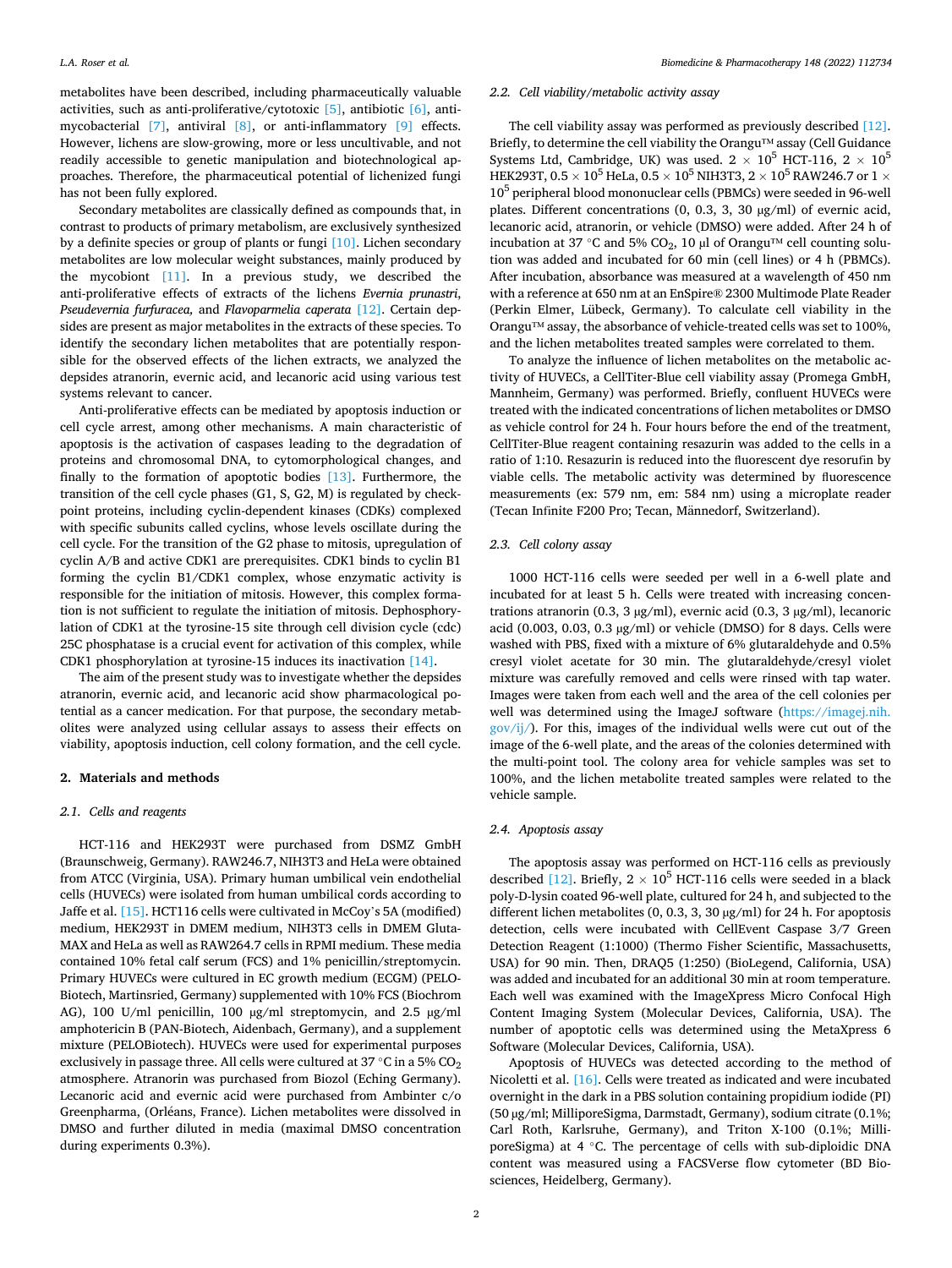metabolites have been described, including pharmaceutically valuable activities, such as anti-proliferative/cytotoxic [5], antibiotic [6], antimycobacterial [7], antiviral [8], or anti-inflammatory [9] effects. However, lichens are slow-growing, more or less uncultivable, and not readily accessible to genetic manipulation and biotechnological approaches. Therefore, the pharmaceutical potential of lichenized fungi has not been fully explored.

Secondary metabolites are classically defined as compounds that, in contrast to products of primary metabolism, are exclusively synthesized by a definite species or group of plants or fungi [10]. Lichen secondary metabolites are low molecular weight substances, mainly produced by the mycobiont [11]. In a previous study, we described the anti-proliferative effects of extracts of the lichens *Evernia prunastri*, *Pseudevernia furfuracea,* and *Flavoparmelia caperata* [12]. Certain depsides are present as major metabolites in the extracts of these species. To identify the secondary lichen metabolites that are potentially responsible for the observed effects of the lichen extracts, we analyzed the depsides atranorin, evernic acid, and lecanoric acid using various test systems relevant to cancer.

Anti-proliferative effects can be mediated by apoptosis induction or cell cycle arrest, among other mechanisms. A main characteristic of apoptosis is the activation of caspases leading to the degradation of proteins and chromosomal DNA, to cytomorphological changes, and finally to the formation of apoptotic bodies [13]. Furthermore, the transition of the cell cycle phases (G1, S, G2, M) is regulated by checkpoint proteins, including cyclin-dependent kinases (CDKs) complexed with specific subunits called cyclins, whose levels oscillate during the cell cycle. For the transition of the G2 phase to mitosis, upregulation of cyclin A/B and active CDK1 are prerequisites. CDK1 binds to cyclin B1 forming the cyclin B1/CDK1 complex, whose enzymatic activity is responsible for the initiation of mitosis. However, this complex formation is not sufficient to regulate the initiation of mitosis. Dephosphorylation of CDK1 at the tyrosine-15 site through cell division cycle (cdc) 25C phosphatase is a crucial event for activation of this complex, while CDK1 phosphorylation at tyrosine-15 induces its inactivation [14].

The aim of the present study was to investigate whether the depsides atranorin, evernic acid, and lecanoric acid show pharmacological potential as a cancer medication. For that purpose, the secondary metabolites were analyzed using cellular assays to assess their effects on viability, apoptosis induction, cell colony formation, and the cell cycle.

## 2. Materials and methods

### 2.1. Cells and reagents

HCT-116 and HEK293T were purchased from DSMZ GmbH (Braunschweig, Germany). RAW246.7, NIH3T3 and HeLa were obtained from ATCC (Virginia, USA). Primary human umbilical vein endothelial cells (HUVECs) were isolated from human umbilical cords according to Jaffe et al. [15]. HCT116 cells were cultivated in McCoy's 5A (modified) medium, HEK293T in DMEM medium, NIH3T3 cells in DMEM GlutaMAX and HeLa as well as RAW264.7 cells in RPMI medium. These media contained 10% fetal calf serum (FCS) and 1% penicillin/streptomycin. Primary HUVECs were cultured in EC growth medium (ECGM) (PELO-Biotech, Martinsried, Germany) supplemented with 10% FCS (Biochrom AG), 100 U/ml penicillin, 100 μg/ml streptomycin, and 2.5 μg/ml amphotericin B (PAN-Biotech, Aidenbach, Germany), and a supplement mixture (PELOBiotech). HUVECs were used for experimental purposes exclusively in passage three. All cells were cultured at 37 °C in a 5% $CO_2$ atmosphere. Atranorin was purchased from Biozol (Eching Germany). Lecanoric acid and evernic acid were purchased from Ambinter c/o Greenpharma, (Orléans, France). Lichen metabolites were dissolved in DMSO and further diluted in media (maximal DMSO concentration during experiments 0.3%).

### 2.2. Cell viability/metabolic activity assay

The cell viability assay was performed as previously described [12]. Briefly, to determine the cell viability the Orangu™ assay (Cell Guidance Systems Ltd, Cambridge, UK) was used. $2 \times 10^5$ HCT-116, $2 \times 10^5$ HEK293T, $0.5 \times 10^5$ HeLa, $0.5 \times 10^5$ NIH3T3, $2 \times 10^5$ RAW246.7 or $1 \times 10^5$ peripheral blood mononuclear cells (PBMCs) were seeded in 96-well plates. Different concentrations (0, 0.3, 3, 30 μg/ml) of evernic acid, lecanoric acid, atranorin, or vehicle (DMSO) were added. After 24 h of incubation at 37 °C and 5% $CO_2$, 10 μl of Orangu™ cell counting solution was added and incubated for 60 min (cell lines) or 4 h (PBMCs). After incubation, absorbance was measured at a wavelength of 450 nm with a reference at 650 nm at an EnSpire® 2300 Multimode Plate Reader (Perkin Elmer, Lübeck, Germany). To calculate cell viability in the Orangu™ assay, the absorbance of vehicle-treated cells was set to 100%, and the lichen metabolites treated samples were correlated to them.

To analyze the influence of lichen metabolites on the metabolic activity of HUVECs, a CellTiter-Blue cell viability assay (Promega GmbH, Mannheim, Germany) was performed. Briefly, confluent HUVECs were treated with the indicated concentrations of lichen metabolites or DMSO as vehicle control for 24 h. Four hours before the end of the treatment, CellTiter-Blue reagent containing resazurin was added to the cells in a ratio of 1:10. Resazurin is reduced into the fluorescent dye resorufin by viable cells. The metabolic activity was determined by fluorescence measurements (ex: 579 nm, em: 584 nm) using a microplate reader (Tecan Infinite F200 Pro; Tecan, Männedorf, Switzerland).

### 2.3. Cell colony assay

1000 HCT-116 cells were seeded per well in a 6-well plate and incubated for at least 5 h. Cells were treated with increasing concentrations atranorin (0.3, 3 μg/ml), evernic acid (0.3, 3 μg/ml), lecanoric acid (0.003, 0.03, 0.3 μg/ml) or vehicle (DMSO) for 8 days. Cells were washed with PBS, fixed with a mixture of 6% glutaraldehyde and 0.5% cresyl violet acetate for 30 min. The glutaraldehyde/cresyl violet mixture was carefully removed and cells were rinsed with tap water. Images were taken from each well and the area of the cell colonies per well was determined using the ImageJ software (https://imagej.nih.gov/ij/). For this, images of the individual wells were cut out of the image of the 6-well plate, and the areas of the colonies determined with the multi-point tool. The colony area for vehicle samples was set to 100%, and the lichen metabolite treated samples were related to the vehicle sample.

### 2.4. Apoptosis assay

The apoptosis assay was performed on HCT-116 cells as previously described [12]. Briefly, $2 \times 10^5$ HCT-116 cells were seeded in a black poly-D-lysin coated 96-well plate, cultured for 24 h, and subjected to the different lichen metabolites (0, 0.3, 3, 30 μg/ml) for 24 h. For apoptosis detection, cells were incubated with CellEvent Caspase 3/7 Green Detection Reagent (1:1000) (Thermo Fisher Scientific, Massachusetts, USA) for 90 min. Then, DRAQ5 (1:250) (BioLegend, California, USA) was added and incubated for an additional 30 min at room temperature. Each well was examined with the ImageXpress Micro Confocal High Content Imaging System (Molecular Devices, California, USA). The number of apoptotic cells was determined using the MetaXpress 6 Software (Molecular Devices, California, USA).

Apoptosis of HUVECs was detected according to the method of Nicoletti et al. [16]. Cells were treated as indicated and were incubated overnight in the dark in a PBS solution containing propidium iodide (PI) (50 μg/ml; MilliporeSigma, Darmstadt, Germany), sodium citrate (0.1%; Carl Roth, Karlsruhe, Germany), and Triton X-100 (0.1%; MilliporeSigma) at 4 °C. The percentage of cells with sub-diploidic DNA content was measured using a FACSVerse flow cytometer (BD Biosciences, Heidelberg, Germany).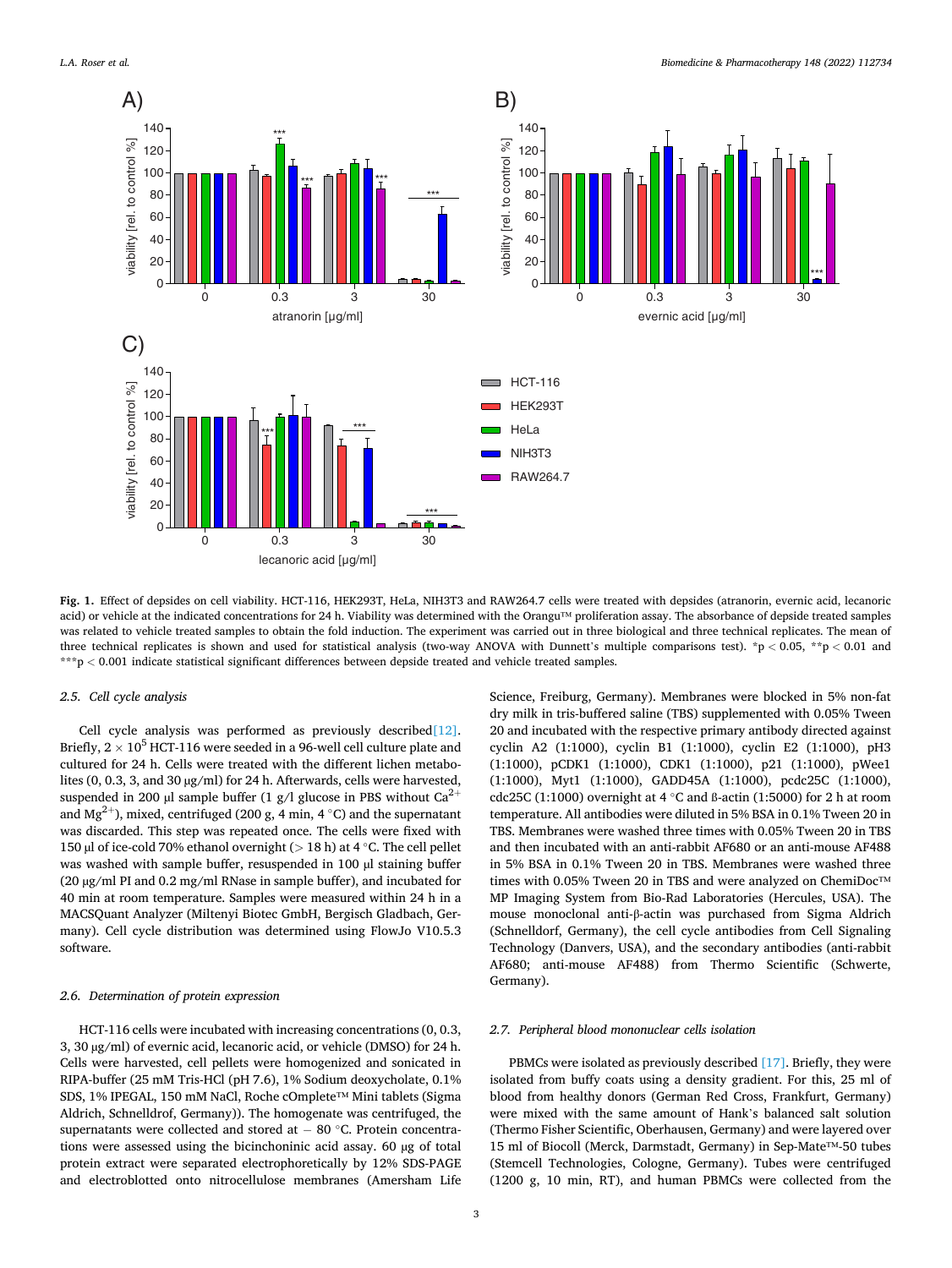Fig. 1. Effect of depsides on cell viability. HCT-116, HEK293T, HeLa, NIH3T3 and RAW264.7 cells were treated with depsides (atranorin, evernic acid, lecanoric acid) or vehicle at the indicated concentrations for 24 h. Viability was determined with the Orangu™ proliferation assay. The absorbance of depside treated samples was related to vehicle treated samples to obtain the fold induction. The experiment was carried out in three biological and three technical replicates. The mean of three technical replicates is shown and used for statistical analysis (two-way ANOVA with Dunnett's multiple comparisons test). *$p < 0.05$, **$p < 0.01$ and ***$p < 0.001$ indicate statistical significant differences between depside treated and vehicle treated samples.

### 2.5. Cell cycle analysis

Cell cycle analysis was performed as previously described [12]. Briefly, $2 \times 10^5$ HCT-116 were seeded in a 96-well cell culture plate and cultured for 24 h. Cells were treated with the different lichen metabolites (0, 0.3, 3, and 30 µg/ml) for 24 h. Afterwards, cells were harvested, suspended in 200 µl sample buffer (1 g/l glucose in PBS without $Ca^{2+}$ and $Mg^{2+}$), mixed, centrifuged (200 g, 4 min, 4 °C) and the supernatant was discarded. This step was repeated once. The cells were fixed with 150 µl of ice-cold 70% ethanol overnight (> 18 h) at 4 °C. The cell pellet was washed with sample buffer, resuspended in 100 µl staining buffer (20 µg/ml PI and 0.2 mg/ml RNase in sample buffer), and incubated for 40 min at room temperature. Samples were measured within 24 h in a MACSQuant Analyzer (Miltenyi Biotec GmbH, Bergisch Gladbach, Germany). Cell cycle distribution was determined using FlowJo V10.5.3 software.

### 2.6. Determination of protein expression

HCT-116 cells were incubated with increasing concentrations (0, 0.3, 3, 30 µg/ml) of evernic acid, lecanoric acid, or vehicle (DMSO) for 24 h. Cells were harvested, cell pellets were homogenized and sonicated in RIPA-buffer (25 mM Tris-HCl (pH 7.6), 1% Sodium deoxycholate, 0.1% SDS, 1% IPEGAL, 150 mM NaCl, Roche cOmplete™ Mini tablets (Sigma Aldrich, Schnelldrof, Germany)). The homogenate was centrifuged, the supernatants were collected and stored at − 80 °C. Protein concentrations were assessed using the bicinchoninic acid assay. 60 µg of total protein extract were separated electrophoretically by 12% SDS-PAGE and electroblotted onto nitrocellulose membranes (Amersham Life Science, Freiburg, Germany). Membranes were blocked in 5% non-fat dry milk in tris-buffered saline (TBS) supplemented with 0.05% Tween 20 and incubated with the respective primary antibody directed against cyclin A2 (1:1000), cyclin B1 (1:1000), cyclin E2 (1:1000), pH3 (1:1000), pCDK1 (1:1000), CDK1 (1:1000), p21 (1:1000), pWee1 (1:1000), Myt1 (1:1000), GADD45A (1:1000), pcdc25C (1:1000), cdc25C (1:1000) overnight at 4 °C and ß-actin (1:5000) for 2 h at room temperature. All antibodies were diluted in 5% BSA in 0.1% Tween 20 in TBS. Membranes were washed three times with 0.05% Tween 20 in TBS and then incubated with an anti-rabbit AF680 or an anti-mouse AF488 in 5% BSA in 0.1% Tween 20 in TBS. Membranes were washed three times with 0.05% Tween 20 in TBS and were analyzed on ChemiDoc™ MP Imaging System from Bio-Rad Laboratories (Hercules, USA). The mouse monoclonal anti-β-actin was purchased from Sigma Aldrich (Schnelldorf, Germany), the cell cycle antibodies from Cell Signaling Technology (Danvers, USA), and the secondary antibodies (anti-rabbit AF680; anti-mouse AF488) from Thermo Scientific (Schwerte, Germany).

### 2.7. Peripheral blood mononuclear cells isolation

PBMCs were isolated as previously described [17]. Briefly, they were isolated from buffy coats using a density gradient. For this, 25 ml of blood from healthy donors (German Red Cross, Frankfurt, Germany) were mixed with the same amount of Hank's balanced salt solution (Thermo Fisher Scientific, Oberhausen, Germany) and were layered over 15 ml of Biocoll (Merck, Darmstadt, Germany) in Sep-Mate™-50 tubes (Stemcell Technologies, Cologne, Germany). Tubes were centrifuged (1200 g, 10 min, RT), and human PBMCs were collected from the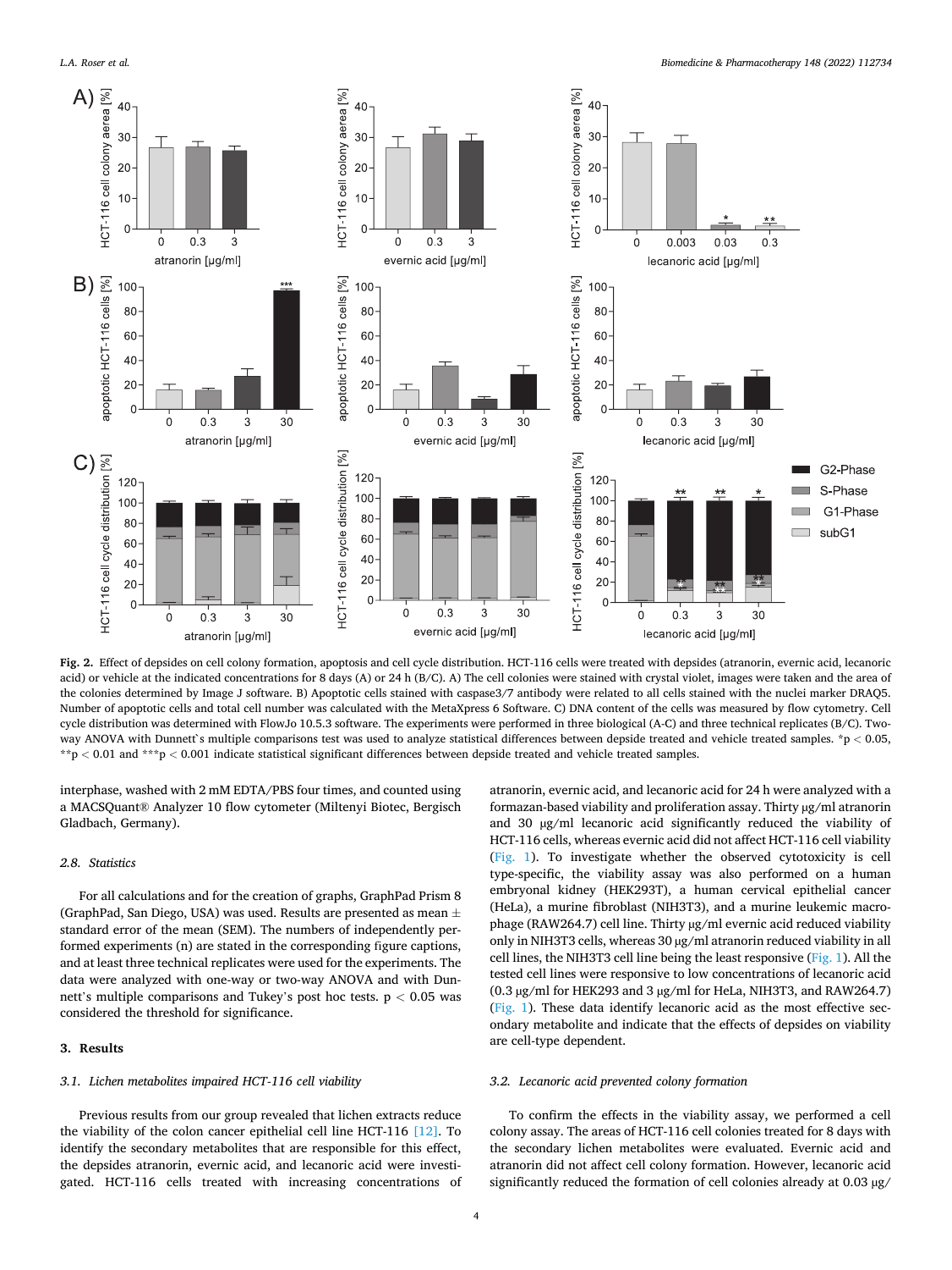**Fig. 2.** Effect of depsides on cell colony formation, apoptosis and cell cycle distribution. HCT-116 cells were treated with depsides (atranorin, evernic acid, lecanoric acid) or vehicle at the indicated concentrations for 8 days (A) or 24 h (B/C). A) The cell colonies were stained with crystal violet, images were taken and the area of the colonies determined by Image J software. B) Apoptotic cells stained with caspase3/7 antibody were related to all cells stained with the nuclei marker DRAQ5. Number of apoptotic cells and total cell number was calculated with the MetaXpress 6 Software. C) DNA content of the cells was measured by flow cytometry. Cell cycle distribution was determined with FlowJo 10.5.3 software. The experiments were performed in three biological (A-C) and three technical replicates (B/C). Two-way ANOVA with Dunnett`s multiple comparisons test was used to analyze statistical differences between depside treated and vehicle treated samples. *p < 0.05, **p < 0.01 and ***p < 0.001 indicate statistical significant differences between depside treated and vehicle treated samples.

interphase, washed with 2 mM EDTA/PBS four times, and counted using a MACSQuant® Analyzer 10 flow cytometer (Miltenyi Biotec, Bergisch Gladbach, Germany).

### 2.8. Statistics

For all calculations and for the creation of graphs, GraphPad Prism 8 (GraphPad, San Diego, USA) was used. Results are presented as mean ± standard error of the mean (SEM). The numbers of independently performed experiments (n) are stated in the corresponding figure captions, and at least three technical replicates were used for the experiments. The data were analyzed with one-way or two-way ANOVA and with Dunnett's multiple comparisons and Tukey's post hoc tests. $p < 0.05$ was considered the threshold for significance.

## 3. Results

### 3.1. Lichen metabolites impaired HCT-116 cell viability

Previous results from our group revealed that lichen extracts reduce the viability of the colon cancer epithelial cell line HCT-116 [12]. To identify the secondary metabolites that are responsible for this effect, the depsides atranorin, evernic acid, and lecanoric acid were investigated. HCT-116 cells treated with increasing concentrations of atranorin, evernic acid, and lecanoric acid for 24 h were analyzed with a formazan-based viability and proliferation assay. Thirty µg/ml atranorin and 30 µg/ml lecanoric acid significantly reduced the viability of HCT-116 cells, whereas evernic acid did not affect HCT-116 cell viability (Fig. 1). To investigate whether the observed cytotoxicity is cell type-specific, the viability assay was also performed on a human embryonal kidney (HEK293T), a human cervical epithelial cancer (HeLa), a murine fibroblast (NIH3T3), and a murine leukemic macrophage (RAW264.7) cell line. Thirty µg/ml evernic acid reduced viability only in NIH3T3 cells, whereas 30 µg/ml atranorin reduced viability in all cell lines, the NIH3T3 cell line being the least responsive (Fig. 1). All the tested cell lines were responsive to low concentrations of lecanoric acid (0.3 µg/ml for HEK293 and 3 µg/ml for HeLa, NIH3T3, and RAW264.7) (Fig. 1). These data identify lecanoric acid as the most effective secondary metabolite and indicate that the effects of depsides on viability are cell-type dependent.

### 3.2. Lecanoric acid prevented colony formation

To confirm the effects in the viability assay, we performed a cell colony assay. The areas of HCT-116 cell colonies treated for 8 days with the secondary lichen metabolites were evaluated. Evernic acid and atranorin did not affect cell colony formation. However, lecanoric acid significantly reduced the formation of cell colonies already at 0.03 µg/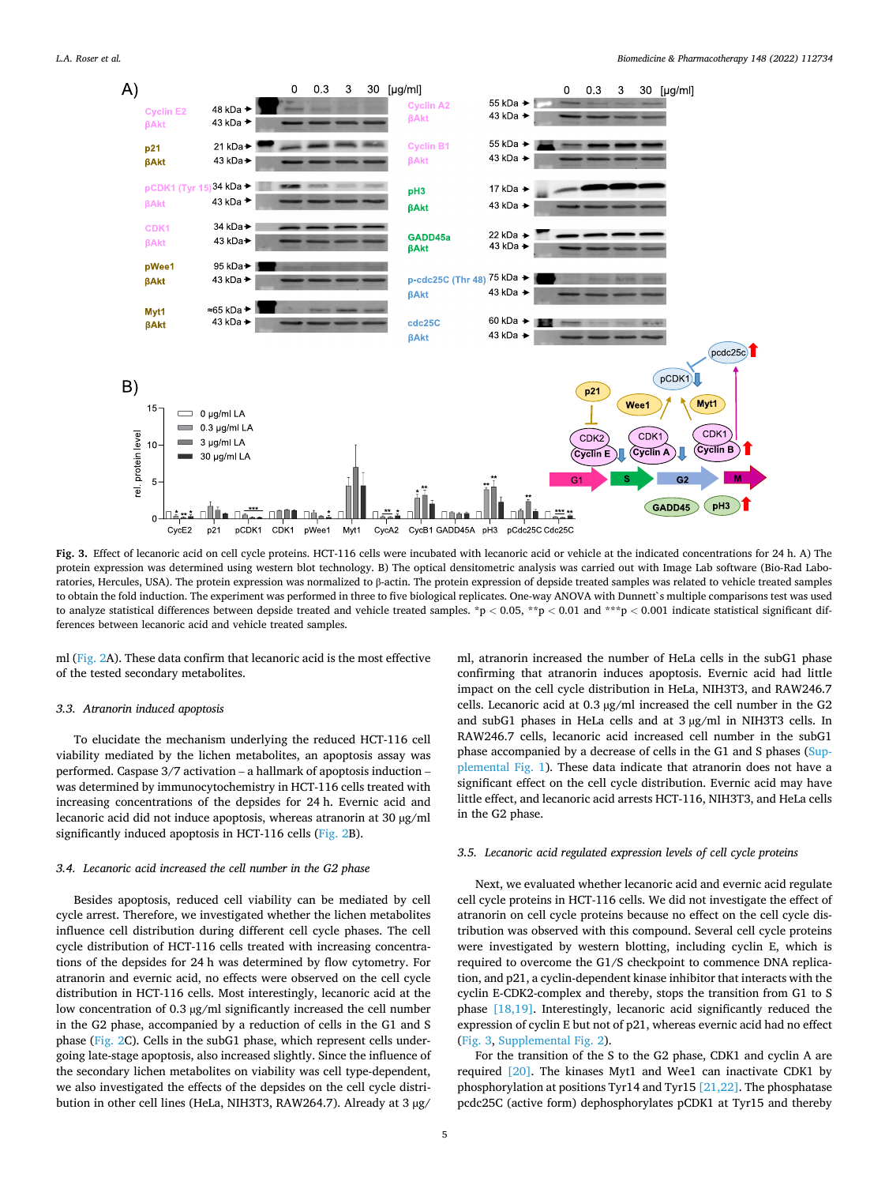**Fig. 3.** Effect of lecanoric acid on cell cycle proteins. HCT-116 cells were incubated with lecanoric acid or vehicle at the indicated concentrations for 24 h. A) The protein expression was determined using western blot technology. B) The optical densitometric analysis was carried out with Image Lab software (Bio-Rad Laboratories, Hercules, USA). The protein expression was normalized to β-actin. The protein expression of depside treated samples was related to vehicle treated samples to obtain the fold induction. The experiment was performed in three to five biological replicates. One-way ANOVA with Dunnett`s multiple comparisons test was used to analyze statistical differences between depside treated and vehicle treated samples. \*p < 0.05, \*\*p < 0.01 and \*\*\*p < 0.001 indicate statistical significant differences between lecanoric acid and vehicle treated samples.

ml (Fig. 2A). These data confirm that lecanoric acid is the most effective of the tested secondary metabolites.

### 3.3. Atranorin induced apoptosis

To elucidate the mechanism underlying the reduced HCT-116 cell viability mediated by the lichen metabolites, an apoptosis assay was performed. Caspase 3/7 activation – a hallmark of apoptosis induction – was determined by immunocytochemistry in HCT-116 cells treated with increasing concentrations of the depsides for 24 h. Evernic acid and lecanoric acid did not induce apoptosis, whereas atranorin at 30 μg/ml significantly induced apoptosis in HCT-116 cells (Fig. 2B).

### 3.4. Lecanoric acid increased the cell number in the G2 phase

Besides apoptosis, reduced cell viability can be mediated by cell cycle arrest. Therefore, we investigated whether the lichen metabolites influence cell distribution during different cell cycle phases. The cell cycle distribution of HCT-116 cells treated with increasing concentrations of the depsides for 24 h was determined by flow cytometry. For atranorin and evernic acid, no effects were observed on the cell cycle distribution in HCT-116 cells. Most interestingly, lecanoric acid at the low concentration of 0.3 μg/ml significantly increased the cell number in the G2 phase, accompanied by a reduction of cells in the G1 and S phase (Fig. 2C). Cells in the subG1 phase, which represent cells undergoing late-stage apoptosis, also increased slightly. Since the influence of the secondary lichen metabolites on viability was cell type-dependent, we also investigated the effects of the depsides on the cell cycle distribution in other cell lines (HeLa, NIH3T3, RAW264.7). Already at 3 μg/ml, atranorin increased the number of HeLa cells in the subG1 phase confirming that atranorin induces apoptosis. Evernic acid had little impact on the cell cycle distribution in HeLa, NIH3T3, and RAW246.7 cells. Lecanoric acid at 0.3 μg/ml increased the cell number in the G2 and subG1 phases in HeLa cells and at 3 μg/ml in NIH3T3 cells. In RAW246.7 cells, lecanoric acid increased the cell number in the subG1 phase accompanied by a decrease of cells in the G1 and S phases (Supplemental Fig. 1). These data indicate that atranorin does not have a significant effect on the cell cycle distribution. Evernic acid may have little effect, and lecanoric acid arrests HCT-116, NIH3T3, and HeLa cells in the G2 phase.

### 3.5. Lecanoric acid regulated expression levels of cell cycle proteins

Next, we evaluated whether lecanoric acid and evernic acid regulate cell cycle proteins in HCT-116 cells. We did not investigate the effect of atranorin on cell cycle proteins because no effect on the cell cycle distribution was observed with this compound. Several cell cycle proteins were investigated by western blotting, including cyclin E, which is required to overcome the G1/S checkpoint to commence DNA replication, and p21, a cyclin-dependent kinase inhibitor that interacts with the cyclin E-CDK2-complex and thereby, stops the transition from G1 to S phase [18,19]. Interestingly, lecanoric acid significantly reduced the expression of cyclin E but not of p21, whereas evernic acid had no effect (Fig. 3, Supplemental Fig. 2).

For the transition of the S to the G2 phase, CDK1 and cyclin A are required [20]. The kinases Myt1 and Wee1 can inactivate CDK1 by phosphorylation at positions Tyr14 and Tyr15 [21,22]. The phosphatase pcdc25C (active form) dephosphorylates pCDK1 at Tyr15 and thereby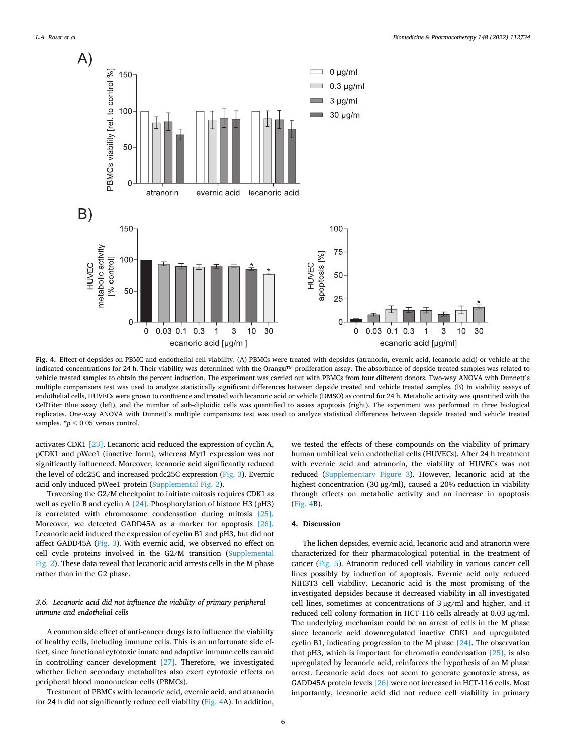**Fig. 4.** Effect of depsides on PBMC and endothelial cell viability. (A) PBMCs were treated with depsides (atranorin, evernic acid, lecanoric acid) or vehicle at the indicated concentrations for 24 h. Their viability was determined with the Orangu™ proliferation assay. The absorbance of depside treated samples was related to vehicle treated samples to obtain the percent induction. The experiment was carried out with PBMCs from four different donors. Two-way ANOVA with Dunnett's multiple comparisons test was used to analyze statistically significant differences between depside treated and vehicle treated samples. (B) In viability assays of endothelial cells, HUVECs were grown to confluence and treated with lecanoric acid or vehicle (DMSO) as control for 24 h. Metabolic activity was quantified with the CellTiter Blue assay (left), and the number of sub-diploidic cells was quantified to assess apoptosis (right). The experiment was performed in three biological replicates. One-way ANOVA with Dunnett's multiple comparisons test was used to analyze statistical differences between depside treated and vehicle treated samples. $^*p \leq 0.05$ versus control.

activates CDK1 [23]. Lecanoric acid reduced the expression of cyclin A, pCDK1 and pWee1 (inactive form), whereas Myt1 expression was not significantly influenced. Moreover, lecanoric acid significantly reduced the level of cdc25C and increased pcdc25C expression (Fig. 3). Evernic acid only induced pWee1 protein (Supplemental Fig. 2).

Traversing the G2/M checkpoint to initiate mitosis requires CDK1 as well as cyclin B and cyclin A [24]. Phosphorylation of histone H3 (pH3) is correlated with chromosome condensation during mitosis [25]. Moreover, we detected GADD45A as a marker for apoptosis [26]. Lecanoric acid induced the expression of cyclin B1 and pH3, but did not affect GADD45A (Fig. 3). With evernic acid, we observed no effect on cell cycle proteins involved in the G2/M transition (Supplemental Fig. 2). These data reveal that lecanoric acid arrests cells in the M phase rather than in the G2 phase.

### 3.6. *Lecanoric acid did not influence the viability of primary peripheral immune and endothelial cells*

A common side effect of anti-cancer drugs is to influence the viability of healthy cells, including immune cells. This is an unfortunate side effect, since functional cytotoxic innate and adaptive immune cells can aid in controlling cancer development [27]. Therefore, we investigated whether lichen secondary metabolites also exert cytotoxic effects on peripheral blood mononuclear cells (PBMCs).

Treatment of PBMCs with lecanoric acid, evernic acid, and atranorin for 24 h did not significantly reduce cell viability (Fig. 4A). In addition, we tested the effects of these compounds on the viability of primary human umbilical vein endothelial cells (HUVECs). After 24 h treatment with evernic acid and atranorin, the viability of HUVECs was not reduced (Supplementary Figure 3). However, lecanoric acid at the highest concentration (30 μg/ml), caused a 20% reduction in viability through effects on metabolic activity and an increase in apoptosis (Fig. 4B).

## 4. Discussion

The lichen depsides, evernic acid, lecanoric acid and atranorin were characterized for their pharmacological potential in the treatment of cancer (Fig. 5). Atranorin reduced cell viability in various cancer cell lines possibly by induction of apoptosis. Evernic acid only reduced NIH3T3 cell viability. Lecanoric acid is the most promising of the investigated depsides because it decreased viability in all investigated cell lines, sometimes at concentrations of 3 μg/ml and higher, and it reduced cell colony formation in HCT-116 cells already at 0.03 μg/ml. The underlying mechanism could be an arrest of cells in the M phase since lecanoric acid downregulated inactive CDK1 and upregulated cyclin B1, indicating progression to the M phase [24]. The observation that pH3, which is important for chromatin condensation [25], is also upregulated by lecanoric acid, reinforces the hypothesis of an M phase arrest. Lecanoric acid does not seem to generate genotoxic stress, as GADD45A protein levels [26] were not increased in HCT-116 cells. Most importantly, lecanoric acid did not reduce cell viability in primary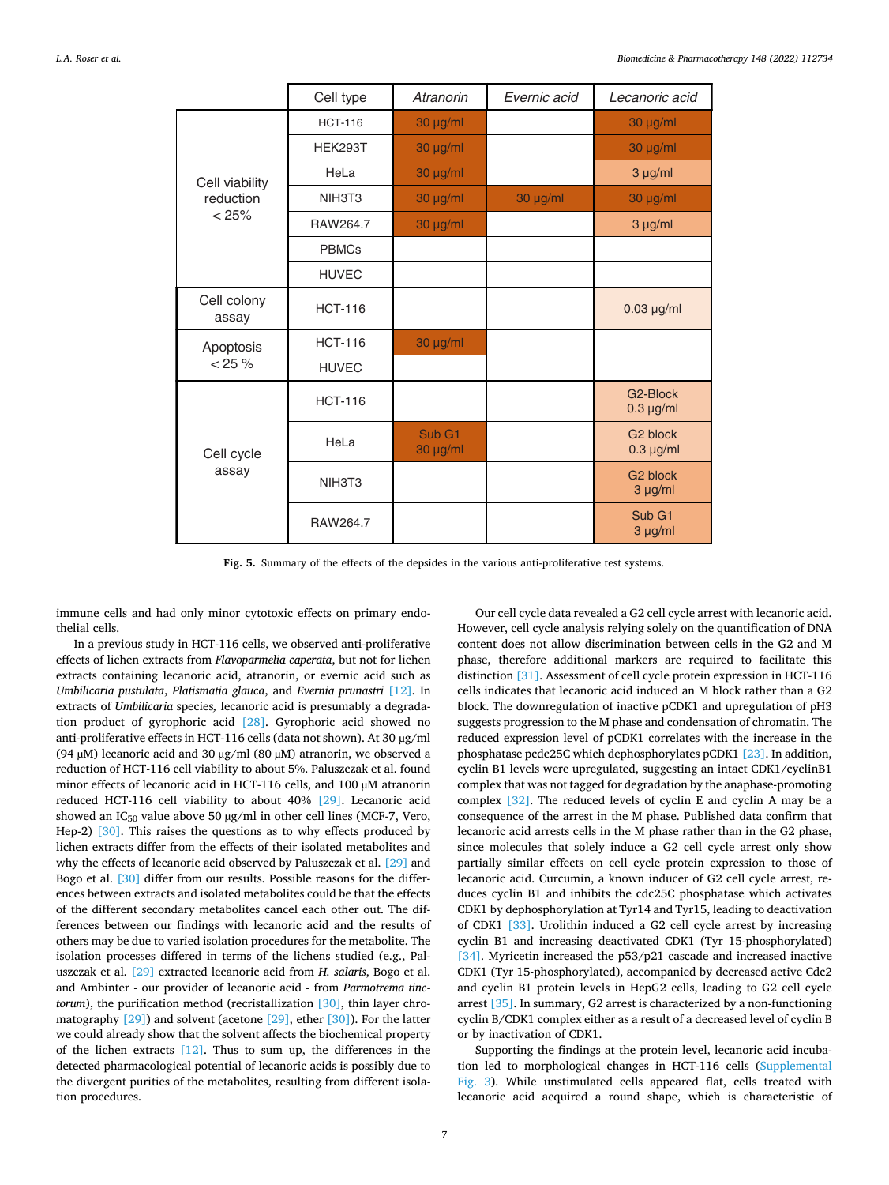| | Cell type | *Atranorin* | *Evernic acid* | *Lecanoric acid* |
|---|---|---|---|---|
| Cell viability reduction < 25% | HCT-116 | 30 µg/ml | | 30 µg/ml |
| | HEK293T | 30 µg/ml | | 30 µg/ml |
| | HeLa | 30 µg/ml | | 3 µg/ml |
| | NIH3T3 | 30 µg/ml | 30 µg/ml | 30 µg/ml |
| | RAW264.7 | 30 µg/ml | | 3 µg/ml |
| | PBMCs | | | |
| | HUVEC | | | |
| Cell colony assay | HCT-116 | | | 0.03 µg/ml |
| Apoptosis < 25 % | HCT-116 | 30 µg/ml | | |
| | HUVEC | | | |
| Cell cycle assay | HCT-116 | | | G2-Block 0.3 µg/ml |
| | HeLa | Sub G1 30 µg/ml | | G2 block 0.3 µg/ml |
| | NIH3T3 | | | G2 block 3 µg/ml |
| | RAW264.7 | | | Sub G1 3 µg/ml |

**Fig. 5.** Summary of the effects of the depsides in the various anti-proliferative test systems.

immune cells and had only minor cytotoxic effects on primary endothelial cells.

In a previous study in HCT-116 cells, we observed anti-proliferative effects of lichen extracts from *Flavoparmelia caperata*, but not for lichen extracts containing lecanoric acid, atranorin, or evernic acid such as *Umbilicaria pustulata*, *Platismatia glauca*, and *Evernia prunastri* [12]. In extracts of *Umbilicaria* species, lecanoric acid is presumably a degradation product of gyrophoric acid [28]. Gyrophoric acid showed no anti-proliferative effects in HCT-116 cells (data not shown). At 30 µg/ml (94 µM) lecanoric acid and 30 µg/ml (80 µM) atranorin, we observed a reduction of HCT-116 cell viability to about 5%. Paluszczak et al. found minor effects of lecanoric acid in HCT-116 cells, and 100 µM atranorin reduced HCT-116 cell viability to about 40% [29]. Lecanoric acid showed an $IC_{50}$ value above 50 µg/ml in other cell lines (MCF-7, Vero, Hep-2) [30]. This raises the questions as to why effects produced by lichen extracts differ from the effects of their isolated metabolites and why the effects of lecanoric acid observed by Paluszczak et al. [29] and Bogo et al. [30] differ from our results. Possible reasons for the differences between extracts and isolated metabolites could be that the effects of the different secondary metabolites cancel each other out. The differences between our findings with lecanoric acid and the results of others may be due to varied isolation procedures for the metabolite. The isolation processes differed in terms of the lichens studied (e.g., Paluszczak et al. [29] extracted lecanoric acid from *H. salaris*, Bogo et al. and Ambinter - our provider of lecanoric acid - from *Parmotrema tinctorum*), the purification method (recristallization [30], thin layer chromatography [29]) and solvent (acetone [29], ether [30]). For the latter we could already show that the solvent affects the biochemical property of the lichen extracts [12]. Thus to sum up, the differences in the detected pharmacological potential of lecanoric acids is possibly due to the divergent purities of the metabolites, resulting from different isolation procedures.

Our cell cycle data revealed a G2 cell cycle arrest with lecanoric acid. However, cell cycle analysis relying solely on the quantification of DNA content does not allow discrimination between cells in the G2 and M phase, therefore additional markers are required to facilitate this distinction [31]. Assessment of cell cycle protein expression in HCT-116 cells indicates that lecanoric acid induced an M block rather than a G2 block. The downregulation of inactive pCDK1 and upregulation of pH3 suggests progression to the M phase and condensation of chromatin. The reduced expression level of pCDK1 correlates with the increase in the phosphatase pcdc25C which dephosphorylates pCDK1 [23]. In addition, cyclin B1 levels were upregulated, suggesting an intact CDK1/cyclinB1 complex that was not tagged for degradation by the anaphase-promoting complex [32]. The reduced levels of cyclin E and cyclin A may be a consequence of the arrest in the M phase. Published data confirm that lecanoric acid arrests cells in the M phase rather than in the G2 phase, since molecules that solely induce a G2 cell cycle arrest only show partially similar effects on cell cycle protein expression to those of lecanoric acid. Curcumin, a known inducer of G2 cell cycle arrest, reduces cyclin B1 and inhibits the cdc25C phosphatase which activates CDK1 by dephosphorylation at Tyr14 and Tyr15, leading to deactivation of CDK1 [33]. Urolithin induced a G2 cell cycle arrest by increasing cyclin B1 and increasing deactivated CDK1 (Tyr 15-phosphorylated) [34]. Myricetin increased the p53/p21 cascade and increased inactive CDK1 (Tyr 15-phosphorylated), accompanied by decreased active Cdc2 and cyclin B1 protein levels in HepG2 cells, leading to G2 cell cycle arrest [35]. In summary, G2 arrest is characterized by a non-functioning cyclin B/CDK1 complex either as a result of a decreased level of cyclin B or by inactivation of CDK1.

Supporting the findings at the protein level, lecanoric acid incubation led to morphological changes in HCT-116 cells (Supplemental Fig. 3). While unstimulated cells appeared flat, cells treated with lecanoric acid acquired a round shape, which is characteristic of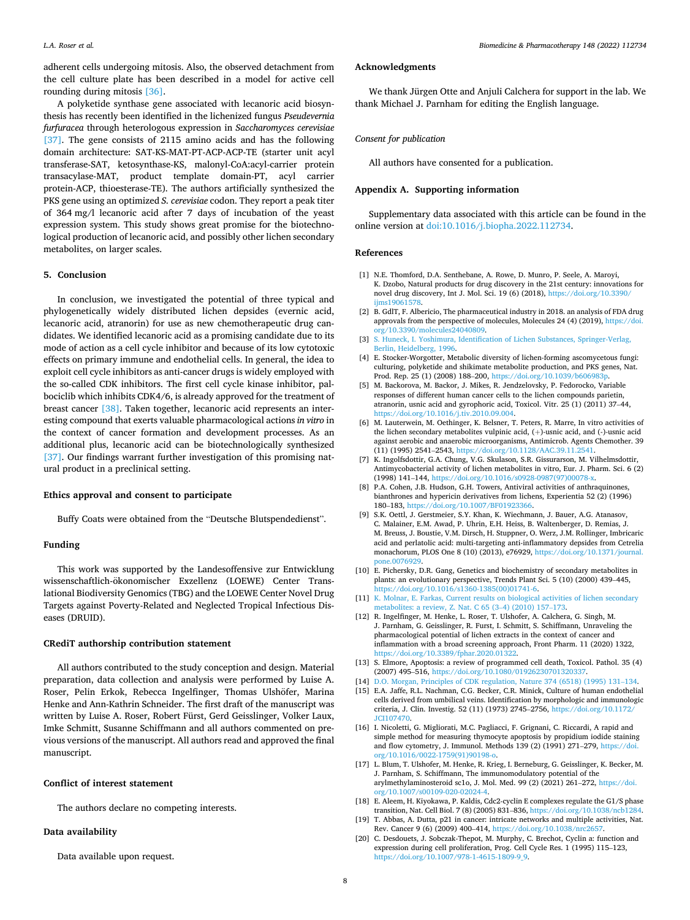adherent cells undergoing mitosis. Also, the observed detachment from the cell culture plate has been described in a model for active cell rounding during mitosis [36].

A polyketide synthase gene associated with lecanoric acid biosynthesis has recently been identified in the lichenized fungus *Pseudevernia furfuracea* through heterologous expression in *Saccharomyces cerevisiae* [37]. The gene consists of 2115 amino acids and has the following domain architecture: SAT-KS-MAT-PT-ACP-ACP-TE (starter unit acyl transferase-SAT, ketosynthase-KS, malonyl-CoA:acyl-carrier protein transacylase-MAT, product template domain-PT, acyl carrier protein-ACP, thioesterase-TE). The authors artificially synthesized the PKS gene using an optimized *S. cerevisiae* codon. They report a peak titer of 364 mg/l lecanoric acid after 7 days of incubation of the yeast expression system. This study shows great promise for the biotechnological production of lecanoric acid, and possibly other lichen secondary metabolites, on larger scales.

## 5. Conclusion

In conclusion, we investigated the potential of three typical and phylogenetically widely distributed lichen depsides (evernic acid, lecanoric acid, atranorin) for use as new chemotherapeutic drug candidates. We identified lecanoric acid as a promising candidate due to its mode of action as a cell cycle inhibitor and because of its low cytotoxic effects on primary immune and endothelial cells. In general, the idea to exploit cell cycle inhibitors as anti-cancer drugs is widely employed with the so-called CDK inhibitors. The first cell cycle kinase inhibitor, palbociclib which inhibits CDK4/6, is already approved for the treatment of breast cancer [38]. Taken together, lecanoric acid represents an interesting compound that exerts valuable pharmacological actions *in vitro* in the context of cancer formation and development processes. As an additional plus, lecanoric acid can be biotechnologically synthesized [37]. Our findings warrant further investigation of this promising natural product in a preclinical setting.

## Ethics approval and consent to participate

Buffy Coats were obtained from the "Deutsche Blutspendedienst".

## Funding

This work was supported by the Landesoffensive zur Entwicklung wissenschaftlich-ökonomischer Exzellenz (LOEWE) Center Translational Biodiversity Genomics (TBG) and the LOEWE Center Novel Drug Targets against Poverty-Related and Neglected Tropical Infectious Diseases (DRUID).

## CRediT authorship contribution statement

All authors contributed to the study conception and design. Material preparation, data collection and analysis were performed by Luise A. Roser, Pelin Erkok, Rebecca Ingelfinger, Thomas Ulshöfer, Marina Henke and Ann-Kathrin Schneider. The first draft of the manuscript was written by Luise A. Roser, Robert Fürst, Gerd Geisslinger, Volker Laux, Imke Schmitt, Susanne Schiffmann and all authors commented on previous versions of the manuscript. All authors read and approved the final manuscript.

## Conflict of interest statement

The authors declare no competing interests.

## Data availability

Data available upon request.

## Acknowledgments

We thank Jürgen Otte and Anjuli Calchera for support in the lab. We thank Michael J. Parnham for editing the English language.

## Consent for publication

All authors have consented for a publication.

## Appendix A. Supporting information

Supplementary data associated with this article can be found in the online version at doi:10.1016/j.biopha.2022.112734.

## References

[1] N.E. Thomford, D.A. Senthebane, A. Rowe, D. Munro, P. Seele, A. Maroyi, K. Dzobo, Natural products for drug discovery in the 21st century: innovations for novel drug discovery, Int J. Mol. Sci. 19 (6) (2018), https://doi.org/10.3390/ijms19061578.

[2] B. GdlT, F. Albericio, The pharmaceutical industry in 2018. an analysis of FDA drug approvals from the perspective of molecules, Molecules 24 (4) (2019), https://doi.org/10.3390/molecules24040809.

[3] S. Huneck, I. Yoshimura, Identification of Lichen Substances, Springer-Verlag, Berlin, Heidelberg, 1996.

[4] E. Stocker-Worgotter, Metabolic diversity of lichen-forming ascomycetous fungi: culturing, polyketide and shikimate metabolite production, and PKS genes, Nat. Prod. Rep. 25 (1) (2008) 188–200, https://doi.org/10.1039/b606983p.

[5] M. Backorova, M. Backor, J. Mikes, R. Jendzelovsky, P. Fedorocko, Variable responses of different human cancer cells to the lichen compounds parietin, atranorin, usnic acid and gyrophoric acid, Toxicol. Vitr. 25 (1) (2011) 37–44, https://doi.org/10.1016/j.tiv.2010.09.004.

[6] M. Lauterwein, M. Oethinger, K. Belsner, T. Peters, R. Marre, In vitro activities of the lichen secondary metabolites vulpinic acid, (+)-usnic acid, and (-)-usnic acid against aerobic and anaerobic microorganisms, Antimicrob. Agents Chemother. 39 (11) (1995) 2541–2543, https://doi.org/10.1128/AAC.39.11.2541.

[7] K. Ingolfsdottir, G.A. Chung, V.G. Skulason, S.R. Gissurarson, M. Vilhelmsdottir, Antimycobacterial activity of lichen metabolites in vitro, Eur. J. Pharm. Sci. 6 (2) (1998) 141–144, https://doi.org/10.1016/s0928-0987(97)00078-x.

[8] P.A. Cohen, J.B. Hudson, G.H. Towers, Antiviral activities of anthraquinones, bianthrones and hypericin derivatives from lichens, Experientia 52 (2) (1996) 180–183, https://doi.org/10.1007/BF01923366.

[9] S.K. Oettl, J. Gerstmeier, S.Y. Khan, K. Wiechmann, J. Bauer, A.G. Atanasov, C. Malainer, E.M. Awad, P. Uhrin, E.H. Heiss, B. Waltenberger, D. Remias, J. M. Breuss, J. Boustie, V.M. Dirsch, H. Stuppner, O. Werz, J.M. Rollinger, Imbricaric acid and perlatolic acid: multi-targeting anti-inflammatory depsides from Cetrelia monachorum, PLOS One 8 (10) (2013), e76929, https://doi.org/10.1371/journal.pone.0076929.

[10] E. Pichersky, D.R. Gang, Genetics and biochemistry of secondary metabolites in plants: an evolutionary perspective, Trends Plant Sci. 5 (10) (2000) 439–445, https://doi.org/10.1016/s1360-1385(00)01741-6.

[11] K. Molnar, E. Farkas, Current results on biological activities of lichen secondary metabolites: a review, Z. Nat. C 65 (3–4) (2010) 157–173.

[12] R. Ingelfinger, M. Henke, L. Roser, T. Ulshofer, A. Calchera, G. Singh, M. J. Parnham, G. Geisslinger, R. Furst, I. Schmitt, S. Schiffmann, Unraveling the pharmacological potential of lichen extracts in the context of cancer and inflammation with a broad screening approach, Front Pharm. 11 (2020) 1322, https://doi.org/10.3389/fphar.2020.01322.

[13] S. Elmore, Apoptosis: a review of programmed cell death, Toxicol. Pathol. 35 (4) (2007) 495–516, https://doi.org/10.1080/01926230701320337.

[14] D.O. Morgan, Principles of CDK regulation, Nature 374 (6518) (1995) 131–134.

[15] E.A. Jaffe, R.L. Nachman, C.G. Becker, C.R. Minick, Culture of human endothelial cells derived from umbilical veins. Identification by morphologic and immunologic criteria, J. Clin. Investig. 52 (11) (1973) 2745–2756, https://doi.org/10.1172/JCI107470.

[16] I. Nicoletti, G. Migliorati, M.C. Pagliacci, F. Grignani, C. Riccardi, A rapid and simple method for measuring thymocyte apoptosis by propidium iodide staining and flow cytometry, J. Immunol. Methods 139 (2) (1991) 271–279, https://doi.org/10.1016/0022-1759(91)90198-o.

[17] L. Blum, T. Ulshofer, M. Henke, R. Krieg, I. Berneburg, G. Geisslinger, K. Becker, M. J. Parnham, S. Schiffmann, The immunomodulatory potential of the arylmethylaminosteroid sc1o, J. Mol. Med. 99 (2) (2021) 261–272, https://doi.org/10.1007/s00109-020-02024-4.

[18] E. Aleem, H. Kiyokawa, P. Kaldis, Cdc2-cyclin E complexes regulate the G1/S phase transition, Nat. Cell Biol. 7 (8) (2005) 831–836, https://doi.org/10.1038/ncb1284.

[19] T. Abbas, A. Dutta, p21 in cancer: intricate networks and multiple activities, Nat. Rev. Cancer 9 (6) (2009) 400–414, https://doi.org/10.1038/nrc2657.

[20] C. Desdouets, J. Sobczak-Thepot, M. Murphy, C. Brechot, Cyclin a: function and expression during cell proliferation, Prog. Cell Cycle Res. 1 (1995) 115–123, https://doi.org/10.1007/978-1-4615-1809-9_9.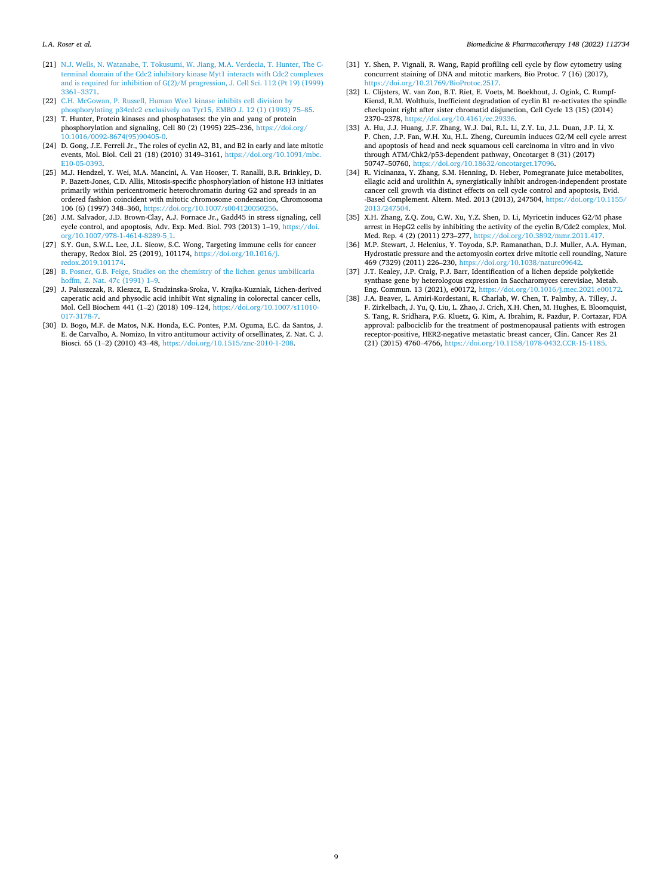[21] N.J. Wells, N. Watanabe, T. Tokusumi, W. Jiang, M.A. Verdecia, T. Hunter, The C-terminal domain of the Cdc2 inhibitory kinase Myt1 interacts with Cdc2 complexes and is required for inhibition of G(2)/M progression, J. Cell Sci. 112 (Pt 19) (1999) 3361–3371.

[22] C.H. McGowan, P. Russell, Human Wee1 kinase inhibits cell division by phosphorylating p34cdc2 exclusively on Tyr15, EMBO J. 12 (1) (1993) 75–85.

[23] T. Hunter, Protein kinases and phosphatases: the yin and yang of protein phosphorylation and signaling, Cell 80 (2) (1995) 225–236, https://doi.org/10.1016/0092-8674(95)90405-0.

[24] D. Gong, J.E. Ferrell Jr., The roles of cyclin A2, B1, and B2 in early and late mitotic events, Mol. Biol. Cell 21 (18) (2010) 3149–3161, https://doi.org/10.1091/mbc.E10-05-0393.

[25] M.J. Hendzel, Y. Wei, M.A. Mancini, A. Van Hooser, T. Ranalli, B.R. Brinkley, D. P. Bazett-Jones, C.D. Allis, Mitosis-specific phosphorylation of histone H3 initiates primarily within pericentromeric heterochromatin during G2 and spreads in an ordered fashion coincident with mitotic chromosome condensation, Chromosoma 106 (6) (1997) 348–360, https://doi.org/10.1007/s004120050256.

[26] J.M. Salvador, J.D. Brown-Clay, A.J. Fornace Jr., Gadd45 in stress signaling, cell cycle control, and apoptosis, Adv. Exp. Med. Biol. 793 (2013) 1–19, https://doi.org/10.1007/978-1-4614-8289-5_1.

[27] S.Y. Gun, S.W.L. Lee, J.L. Sieow, S.C. Wong, Targeting immune cells for cancer therapy, Redox Biol. 25 (2019), 101174, https://doi.org/10.1016/j.redox.2019.101174.

[28] B. Posner, G.B. Feige, Studies on the chemistry of the lichen genus umbilicaria hoffm, Z. Nat. 47c (1991) 1–9.

[29] J. Paluszczak, R. Kleszcz, E. Studzinska-Sroka, V. Krajka-Kuzniak, Lichen-derived caperatic acid and physodic acid inhibit Wnt signaling in colorectal cancer cells, Mol. Cell Biochem 441 (1–2) (2018) 109–124, https://doi.org/10.1007/s11010-017-3178-7.

[30] D. Bogo, M.F. de Matos, N.K. Honda, E.C. Pontes, P.M. Oguma, E.C. da Santos, J. E. de Carvalho, A. Nomizo, In vitro antitumour activity of orsellinates, Z. Nat. C. J. Biosci. 65 (1–2) (2010) 43–48, https://doi.org/10.1515/znc-2010-1-208.

[31] Y. Shen, P. Vignali, R. Wang, Rapid profiling cell cycle by flow cytometry using concurrent staining of DNA and mitotic markers, Bio Protoc. 7 (16) (2017), https://doi.org/10.21769/BioProtoc.2517.

[32] L. Clijsters, W. van Zon, B.T. Riet, E. Voets, M. Boekhout, J. Ogink, C. Rumpf-Kienzl, R.M. Wolthuis, Inefficient degradation of cyclin B1 re-activates the spindle checkpoint right after sister chromatid disjunction, Cell Cycle 13 (15) (2014) 2370–2378, https://doi.org/10.4161/cc.29336.

[33] A. Hu, J.J. Huang, J.F. Zhang, W.J. Dai, R.L. Li, Z.Y. Lu, J.L. Duan, J.P. Li, X. P. Chen, J.P. Fan, W.H. Xu, H.L. Zheng, Curcumin induces G2/M cell cycle arrest and apoptosis of head and neck squamous cell carcinoma in vitro and in vivo through ATM/Chk2/p53-dependent pathway, Oncotarget 8 (31) (2017) 50747–50760, https://doi.org/10.18632/oncotarget.17096.

[34] R. Vicinanza, Y. Zhang, S.M. Henning, D. Heber, Pomegranate juice metabolites, ellagic acid and urolithin A, synergistically inhibit androgen-independent prostate cancer cell growth via distinct effects on cell cycle control and apoptosis, Evid.-Based Complement. Altern. Med. 2013 (2013), 247504, https://doi.org/10.1155/2013/247504.

[35] X.H. Zhang, Z.Q. Zou, C.W. Xu, Y.Z. Shen, D. Li, Myricetin induces G2/M phase arrest in HepG2 cells by inhibiting the activity of the cyclin B/Cdc2 complex, Mol. Med. Rep. 4 (2) (2011) 273–277, https://doi.org/10.3892/mmr.2011.417.

[36] M.P. Stewart, J. Helenius, Y. Toyoda, S.P. Ramanathan, D.J. Muller, A.A. Hyman, Hydrostatic pressure and the actomyosin cortex drive mitotic cell rounding, Nature 469 (7329) (2011) 226–230, https://doi.org/10.1038/nature09642.

[37] J.T. Kealey, J.P. Craig, P.J. Barr, Identification of a lichen depside polyketide synthase gene by heterologous expression in Saccharomyces cerevisiae, Metab. Eng. Commun. 13 (2021), e00172, https://doi.org/10.1016/j.mec.2021.e00172.

[38] J.A. Beaver, L. Amiri-Kordestani, R. Charlab, W. Chen, T. Palmby, A. Tilley, J. F. Zirkelbach, J. Yu, Q. Liu, L. Zhao, J. Crich, X.H. Chen, M. Hughes, E. Bloomquist, S. Tang, R. Sridhara, P.G. Kluetz, G. Kim, A. Ibrahim, R. Pazdur, P. Cortazar, FDA approval: palbociclib for the treatment of postmenopausal patients with estrogen receptor-positive, HER2-negative metastatic breast cancer, Clin. Cancer Res 21 (21) (2015) 4760–4766, https://doi.org/10.1158/1078-0432.CCR-15-1185.